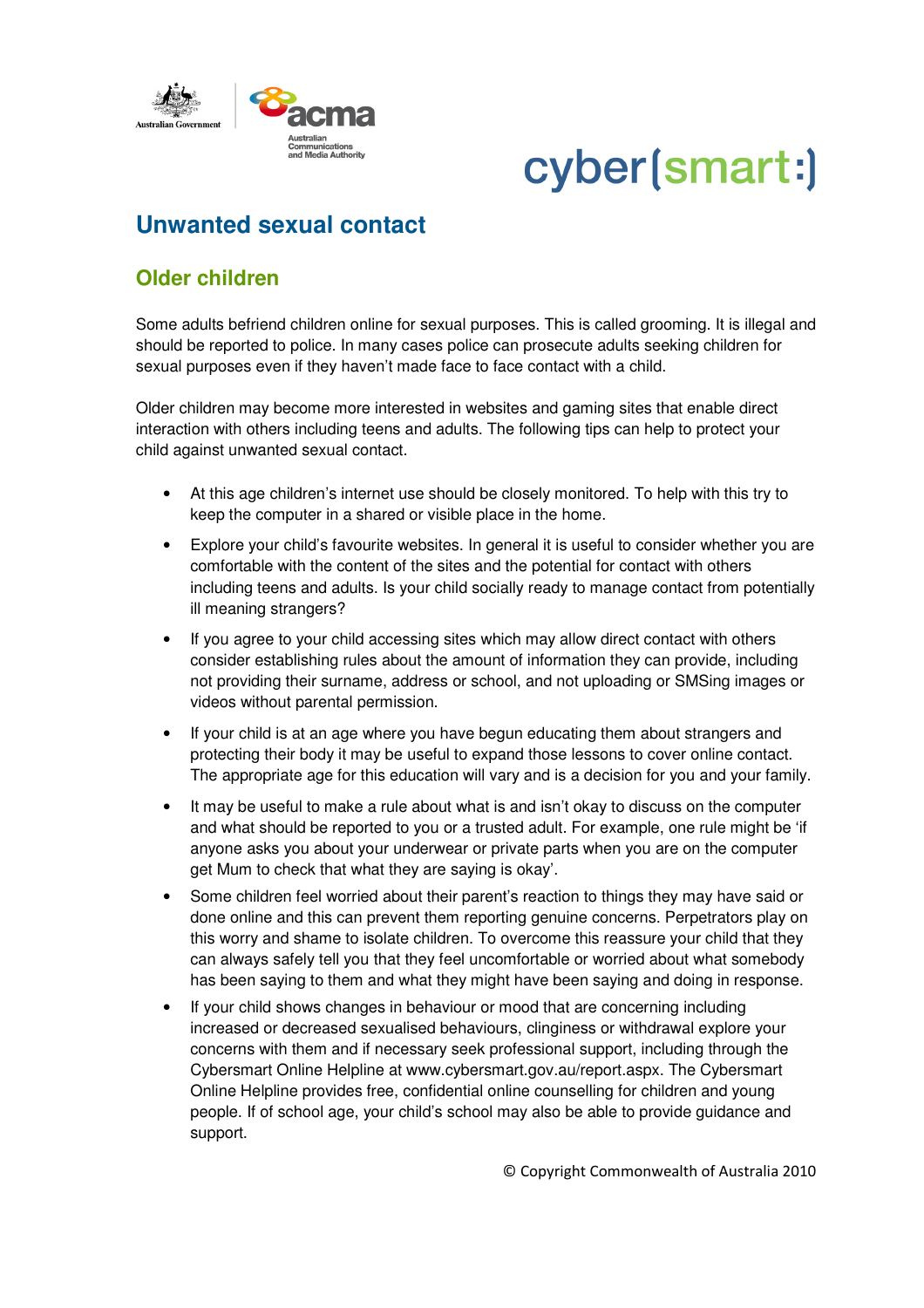# Unwanted sexual contact

## Older children

Some adults befriend children online for sexual purposes. This is called grooming. It is illegal and should be reported to police. In many cases police can prosecute adults seeking children for sexual purposes even if they haven't made face to face contact with a child.

Older children may become more interested in websites and gaming sites that enable direct interaction with others including teens and adults. The following tips can help to protect your child against unwanted sexual contact.

- At this age children's internet use should be closely monitored. To help with this try to keep the computer in a shared or visible place in the home.
- Explore your child's favourite websites. In general it is useful to consider whether you are comfortable with the content of the sites and the potential for contact with others including teens and adults. Is your child socially ready to manage contact from potentially ill meaning strangers?
- If you agree to your child accessing sites which may allow direct contact with others consider establishing rules about the amount of information they can provide, including not providing their surname, address or school, and not uploading or SMSing images or videos without parental permission.
- If your child is at an age where you have begun educating them about strangers and protecting their body it may be useful to expand those lessons to cover online contact. The appropriate age for this education will vary and is a decision for you and your family.
- It may be useful to make a rule about what is and isn't okay to discuss on the computer and what should be reported to you or a trusted adult. For example, one rule might be 'if anyone asks you about your underwear or private parts when you are on the computer get Mum to check that what they are saying is okay'.
- Some children feel worried about their parent's reaction to things they may have said or done online and this can prevent them reporting genuine concerns. Perpetrators play on this worry and shame to isolate children. To overcome this reassure your child that they can always safely tell you that they feel uncomfortable or worried about what somebody has been saying to them and what they might have been saying and doing in response.
- If your child shows changes in behaviour or mood that are concerning including increased or decreased sexualised behaviours, clinginess or withdrawal explore your concerns with them and if necessary seek professional support, including through the Cybersmart Online Helpline at www.cybersmart.gov.au/report.aspx. The Cybersmart Online Helpline provides free, confidential online counselling for children and young people. If of school age, your child's school may also be able to provide guidance and support.

© Copyright Commonwealth of Australia 2010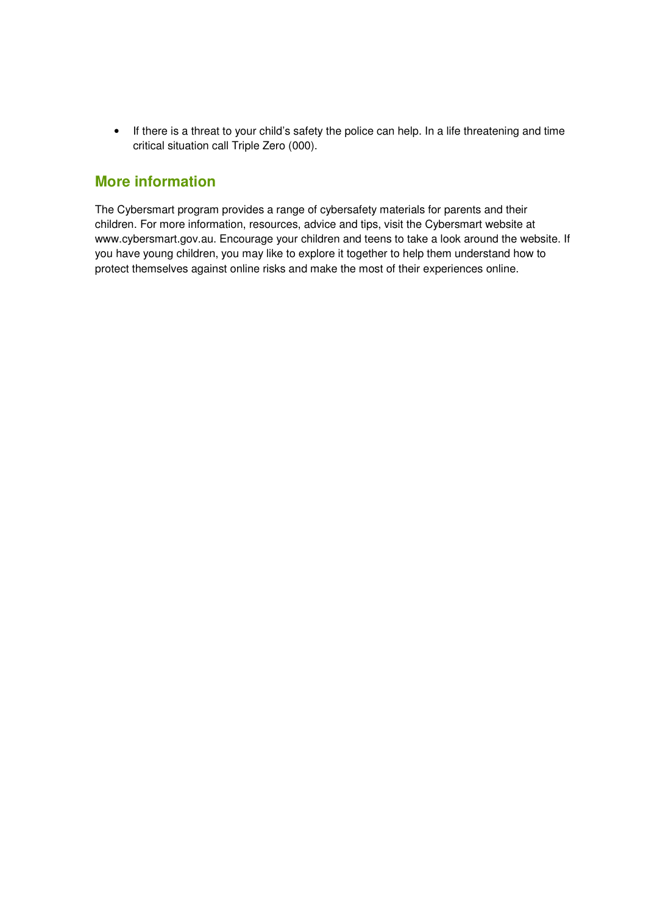- If there is a threat to your child's safety the police can help. In a life threatening and time critical situation call Triple Zero (000).

## More information

The Cybersmart program provides a range of cybersafety materials for parents and their children. For more information, resources, advice and tips, visit the Cybersmart website at www.cybersmart.gov.au. Encourage your children and teens to take a look around the website. If you have young children, you may like to explore it together to help them understand how to protect themselves against online risks and make the most of their experiences online.